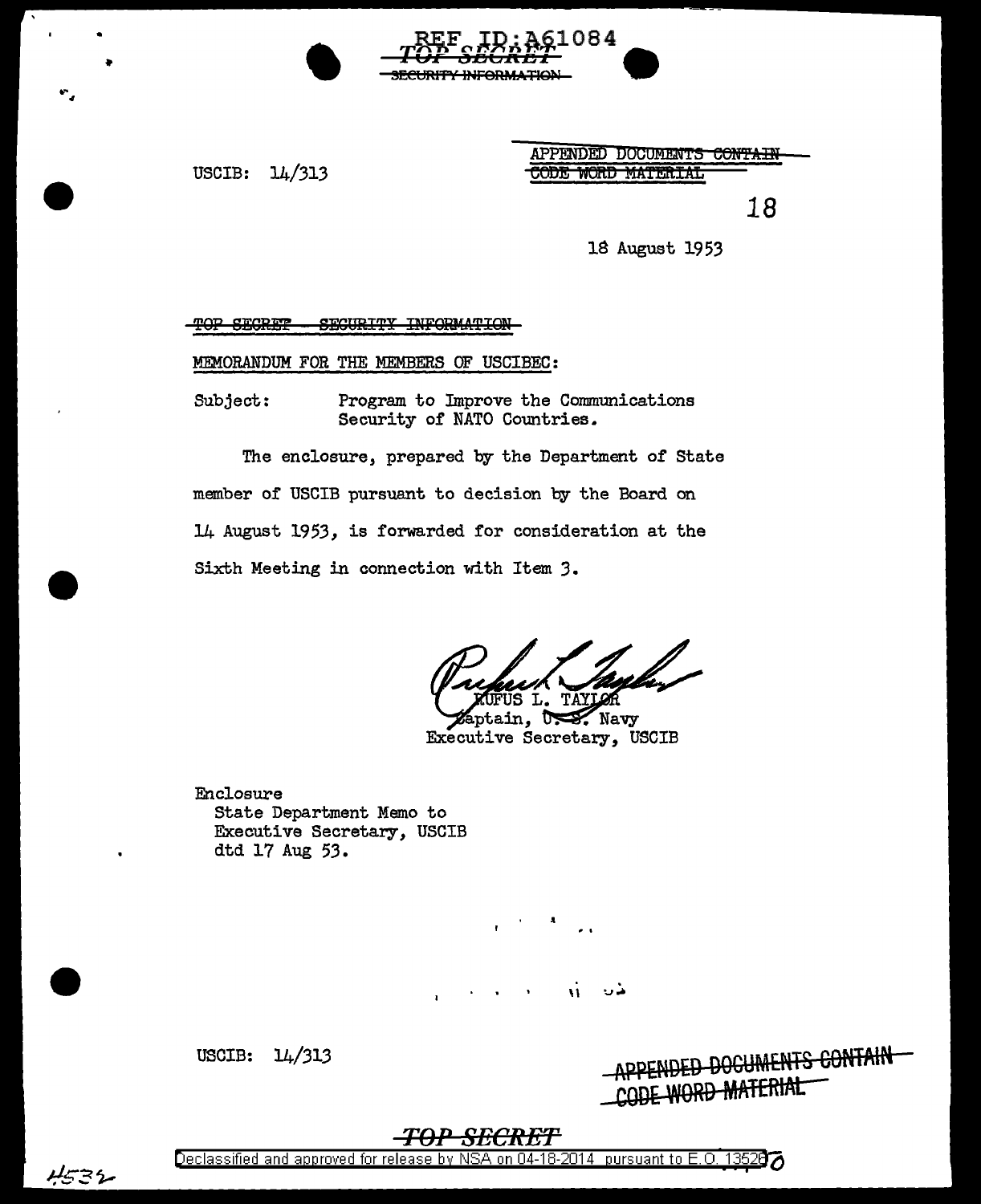REF ID:A61084

~~TOP SECRET~~
~~SECURITY INFORMATION~~

USCIB: 14/313

~~APPENDED DOCUMENTS CONTAIN CODE WORD MATERIAL~~

18

18 August 1953

~~TOP SECRET - SECURITY INFORMATION~~

MEMORANDUM FOR THE MEMBERS OF USCIBEC:

Subject: Program to Improve the Communications Security of NATO Countries.

The enclosure, prepared by the Department of State member of USCIB pursuant to decision by the Board on 14 August 1953, is forwarded for consideration at the Sixth Meeting in connection with Item 3.

RUFUS L. TAYLOR
Captain, U. S. Navy
Executive Secretary, USCIB

Enclosure
State Department Memo to Executive Secretary, USCIB dtd 17 Aug 53.

USCIB: 14/313

~~APPENDED DOCUMENTS CONTAIN CODE WORD MATERIAL~~

~~TOP SECRET~~

Declassified and approved for release by NSA on 04-18-2014 pursuant to E.O. 13526

4532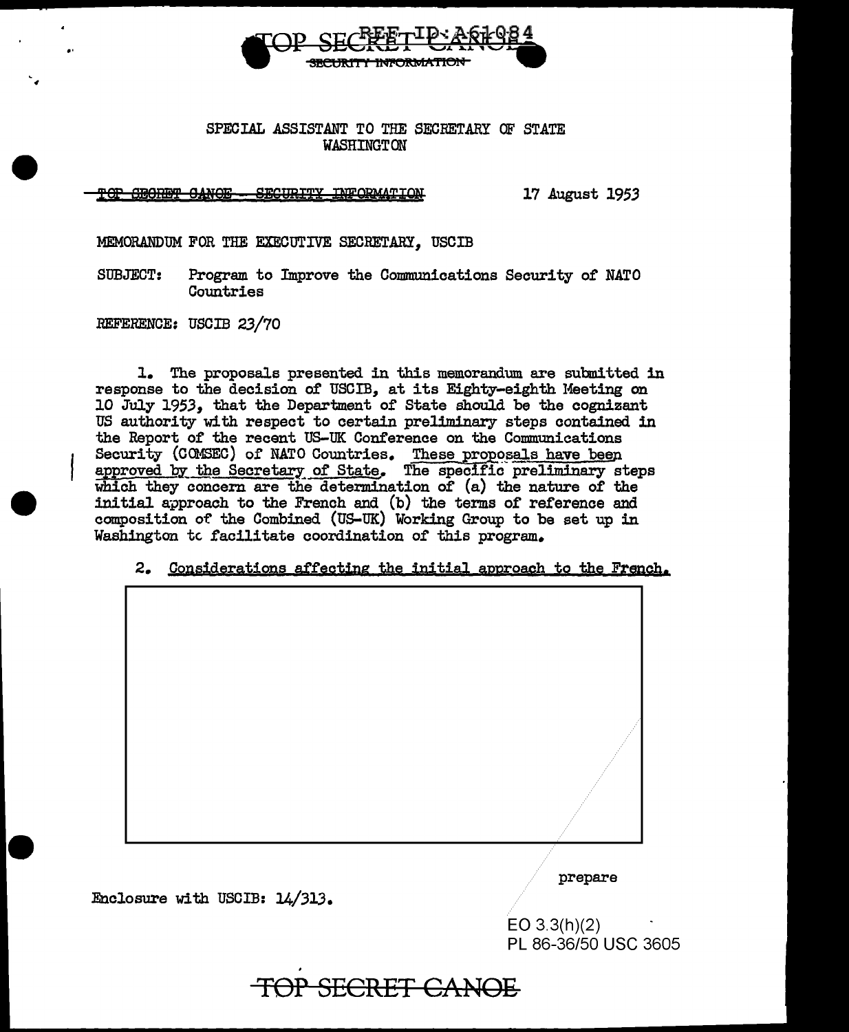TOP SECRET CANOE
SECURITY INFORMATION

SPECIAL ASSISTANT TO THE SECRETARY OF STATE
WASHINGTON

~~TOP SECRET CANOE - SECURITY INFORMATION~~ 17 August 1953

MEMORANDUM FOR THE EXECUTIVE SECRETARY, USCIB

SUBJECT: Program to Improve the Communications Security of NATO Countries

REFERENCE: USCIB 23/70

1. The proposals presented in this memorandum are submitted in response to the decision of USCIB, at its Eighty-eighth Meeting on 10 July 1953, that the Department of State should be the cognizant US authority with respect to certain preliminary steps contained in the Report of the recent US-UK Conference on the Communications Security (COMSEC) of NATO Countries. <u>These proposals have been approved by the Secretary of State.</u> The specific preliminary steps which they concern are the determination of (a) the nature of the initial approach to the French and (b) the terms of reference and composition of the Combined (US-UK) Working Group to be set up in Washington to facilitate coordination of this program.

2. <u>Considerations affecting the initial approach to the French.</u>

prepare

Enclosure with USCIB: 14/313.

EO 3.3(h)(2)
PL 86-36/50 USC 3605

TOP SECRET CANOE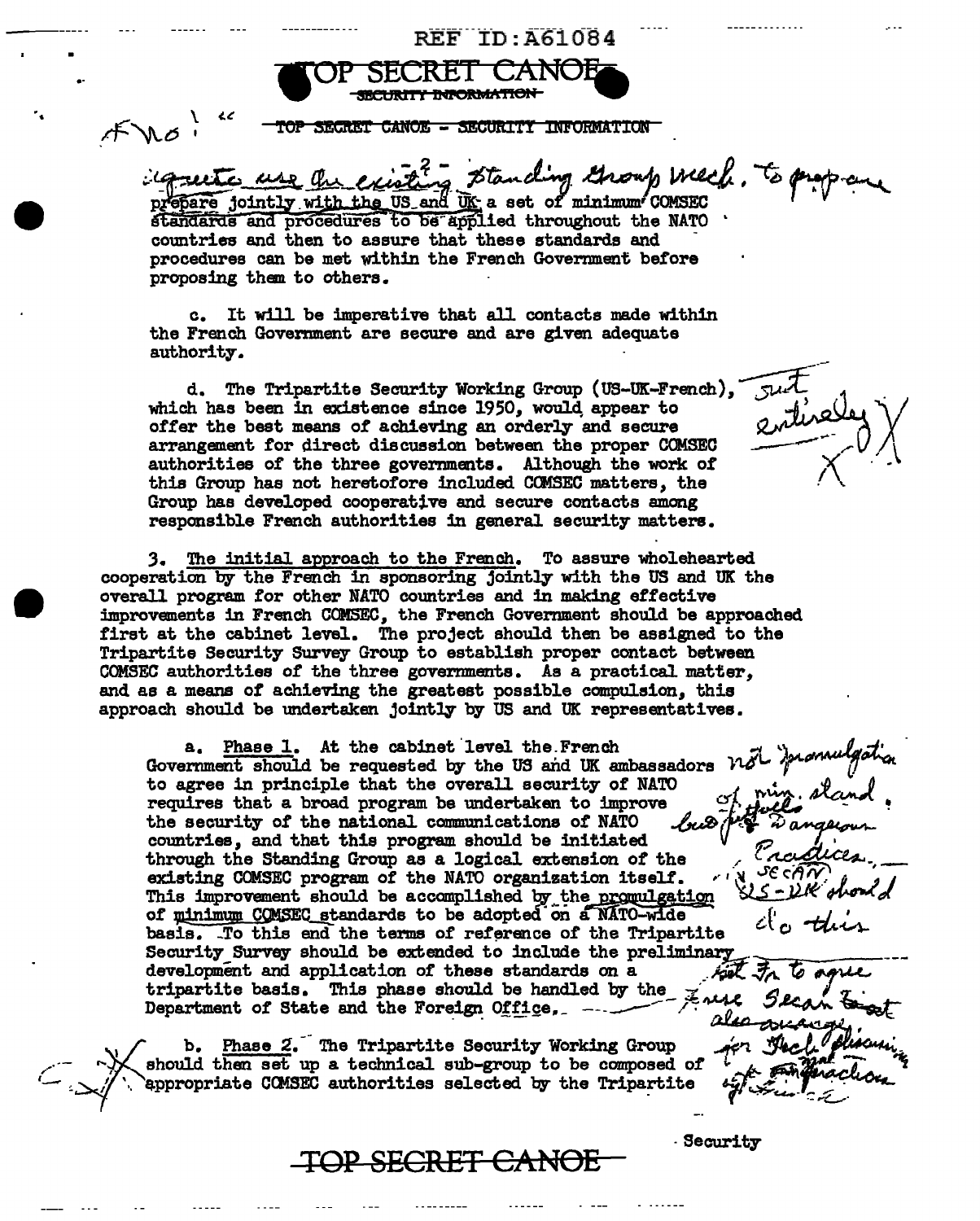TOP SECRET CANOE

SECURITY INFORMATION

TOP SECRET CANOE - SECURITY INFORMATION

prepare jointly with the US and UK a set of minimum COMSEC standards and procedures to be applied throughout the NATO countries and then to assure that these standards and procedures can be met within the French Government before proposing them to others.

c. It will be imperative that all contacts made within the French Government are secure and are given adequate authority.

d. The Tripartite Security Working Group (US-UK-French), which has been in existence since 1950, would appear to offer the best means of achieving an orderly and secure arrangement for direct discussion between the proper COMSEC authorities of the three governments. Although the work of this Group has not heretofore included COMSEC matters, the Group has developed cooperative and secure contacts among responsible French authorities in general security matters.

3. The initial approach to the French. To assure wholehearted cooperation by the French in sponsoring jointly with the US and UK the overall program for other NATO countries and in making effective improvements in French COMSEC, the French Government should be approached first at the cabinet level. The project should then be assigned to the Tripartite Security Survey Group to establish proper contact between COMSEC authorities of the three governments. As a practical matter, and as a means of achieving the greatest possible compulsion, this approach should be undertaken jointly by US and UK representatives.

a. Phase 1. At the cabinet level the French Government should be requested by the US and UK ambassadors to agree in principle that the overall security of NATO requires that a broad program be undertaken to improve the security of the national communications of NATO countries, and that this program should be initiated through the Standing Group as a logical extension of the existing COMSEC program of the NATO organization itself. This improvement should be accomplished by the promulgation of minimum COMSEC standards to be adopted on a NATO-wide basis. To this end the terms of reference of the Tripartite Security Survey should be extended to include the preliminary development and application of these standards on a tripartite basis. This phase should be handled by the Department of State and the Foreign Office.

b. Phase 2. The Tripartite Security Working Group should then set up a technical sub-group to be composed of appropriate COMSEC authorities selected by the Tripartite Security

TOP SECRET CANOE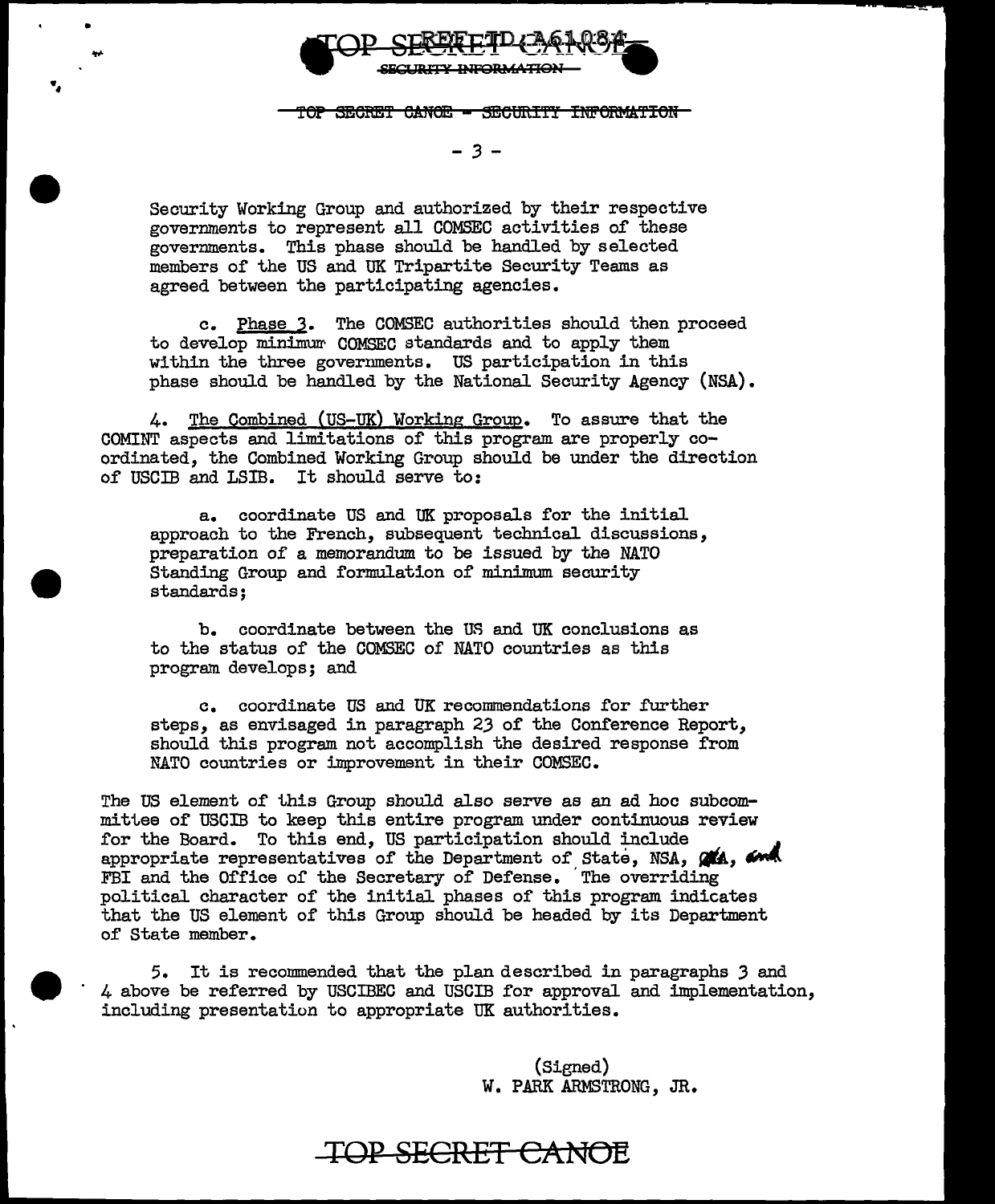Security Working Group and authorized by their respective governments to represent all COMSEC activities of these governments. This phase should be handled by selected members of the US and UK Tripartite Security Teams as agreed between the participating agencies.

c. Phase 3. The COMSEC authorities should then proceed to develop minimum COMSEC standards and to apply them within the three governments. US participation in this phase should be handled by the National Security Agency (NSA).

4. The Combined (US-UK) Working Group. To assure that the COMINT aspects and limitations of this program are properly coordinated, the Combined Working Group should be under the direction of USCIB and LSIB. It should serve to:

a. coordinate US and UK proposals for the initial approach to the French, subsequent technical discussions, preparation of a memorandum to be issued by the NATO Standing Group and formulation of minimum security standards;

b. coordinate between the US and UK conclusions as to the status of the COMSEC of NATO countries as this program develops; and

c. coordinate US and UK recommendations for further steps, as envisaged in paragraph 23 of the Conference Report, should this program not accomplish the desired response from NATO countries or improvement in their COMSEC.

The US element of this Group should also serve as an ad hoc subcommittee of USCIB to keep this entire program under continuous review for the Board. To this end, US participation should include appropriate representatives of the Department of State, NSA, CIA, and FBI and the Office of the Secretary of Defense. The overriding political character of the initial phases of this program indicates that the US element of this Group should be headed by its Department of State member.

5. It is recommended that the plan described in paragraphs 3 and 4 above be referred by USCIBEC and USCIB for approval and implementation, including presentation to appropriate UK authorities.

(Signed)
W. PARK ARMSTRONG, JR.